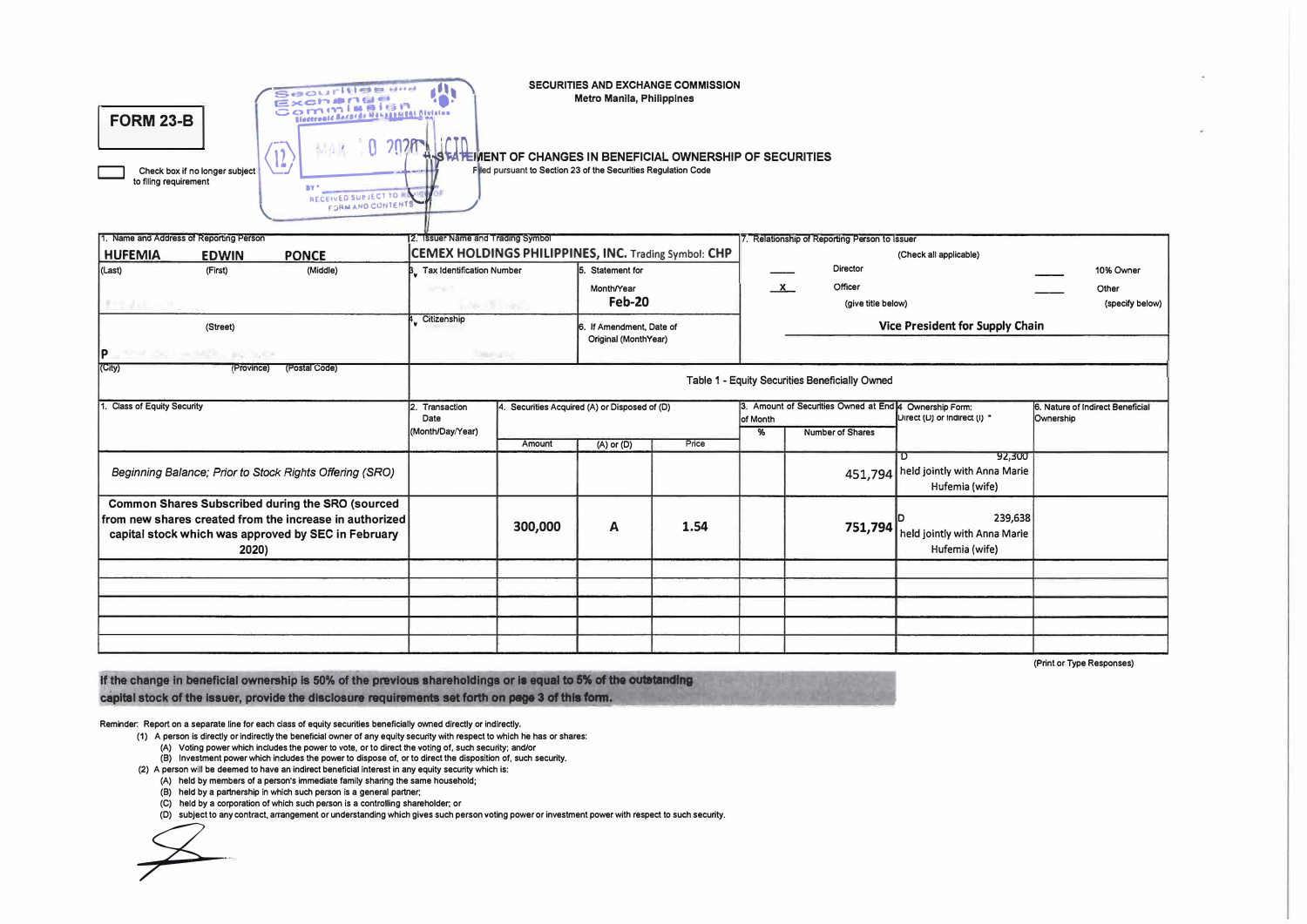**FORM 23-B**

☐ Check box if no longer subject to filing requirement

SECURITIES AND EXCHANGE COMMISSION
Metro Manila, Philippines

## STATEMENT OF CHANGES IN BENEFICIAL OWNERSHIP OF SECURITIES

Filed pursuant to Section 23 of the Securities Regulation Code

| 1. Name and Address of Reporting Person | 2. Issuer Name and Trading Symbol | | 7. Relationship of Reporting Person to Issuer |
|---|---|---|---|
| **HUFEMIA EDWIN PONCE** (Last) (First) (Middle) | **CEMEX HOLDINGS PHILIPPINES, INC.** Trading Symbol: **CHP** | | (Check all applicable) |
| | 3. Tax Identification Number | 5. Statement for Month/Year **Feb-20** | ___ Director ___ 10% Owner |
| (Street) | 4. Citizenship | 6. If Amendment, Date of Original (MonthYear) | _X_ Officer (give title below) ___ Other (specify below) |
| P (City) (Province) (Postal Code) | | | **Vice President for Supply Chain** |

Table 1 - Equity Securities Beneficially Owned

| 1. Class of Equity Security | 2. Transaction Date (Month/Day/Year) | 4. Securities Acquired (A) or Disposed of (D) Amount | (A) or (D) | Price | 3. Amount of Securities Owned at End of Month % | Number of Shares | 4. Ownership Form: Direct (D) or Indirect (I) * | 6. Nature of Indirect Beneficial Ownership |
|---|---|---|---|---|---|---|---|---|
| *Beginning Balance; Prior to Stock Rights Offering (SRO)* | | | | | | 451,794 | D 92,300 held jointly with Anna Marie Hufemia (wife) | |
| **Common Shares Subscribed during the SRO (sourced from new shares created from the increase in authorized capital stock which was approved by SEC in February 2020)** | | **300,000** | **A** | **1.54** | | **751,794** | D 239,638 held jointly with Anna Marie Hufemia (wife) | |
| | | | | | | | | |
| | | | | | | | | |
| | | | | | | | | |
| | | | | | | | | |

(Print or Type Responses)

**If the change in beneficial ownership is 50% of the previous shareholdings or is equal to 5% of the outstanding capital stock of the issuer, provide the disclosure requirements set forth on page 3 of this form.**

Reminder: Report on a separate line for each class of equity securities beneficially owned directly or indirectly.

(1) A person is directly or indirectly the beneficial owner of any equity security with respect to which he has or shares:
  (A) Voting power which includes the power to vote, or to direct the voting of, such security; and/or
  (B) Investment power which includes the power to dispose of, or to direct the disposition of, such security.

(2) A person will be deemed to have an indirect beneficial interest in any equity security which is:
  (A) held by members of a person's immediate family sharing the same household;
  (B) held by a partnership in which such person is a general partner;
  (C) held by a corporation of which such person is a controlling shareholder; or
  (D) subject to any contract, arrangement or understanding which gives such person voting power or investment power with respect to such security.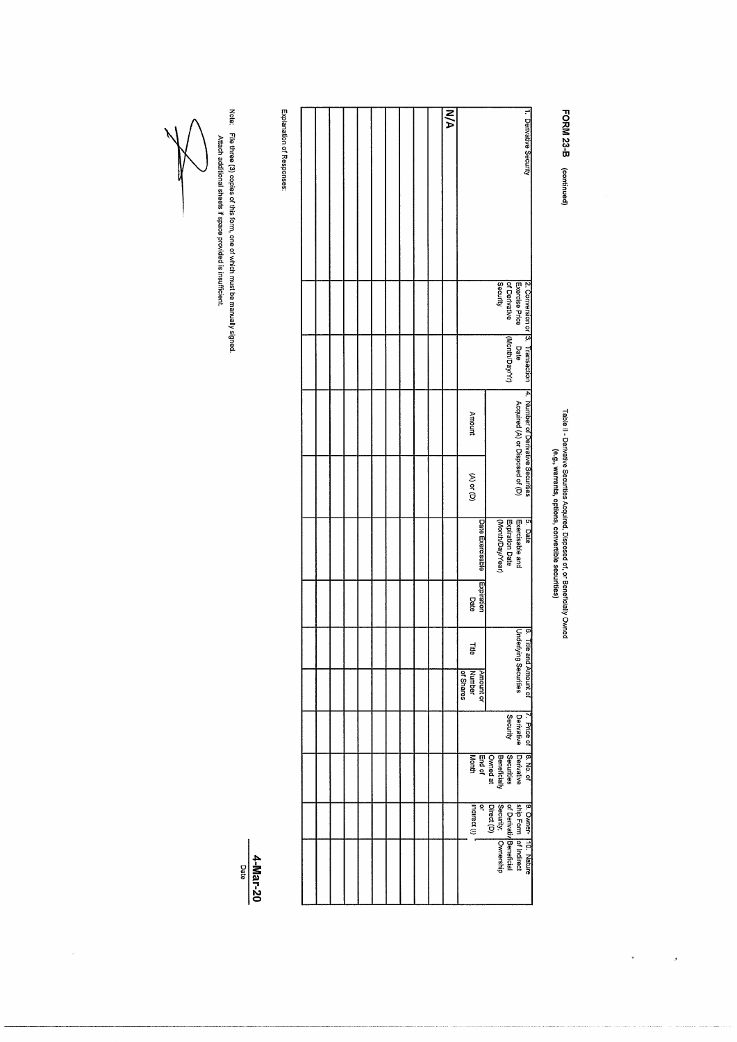**FORM 23-B** (continued)

Table II - Derivative Securities Acquired, Disposed of, or Beneficially Owned
(e.g., warrants, options, convertible securities)

| 1. Derivative Security | 2. Conversion or Exercise Price of Derivative Security | 3. Transaction Date (Month/Day/Yr) | 4. Number of Derivative Securities Acquired (A) or Disposed of (D) | | 5. Date Exercisable and Expiration Date (Month/Day/Year) | | 6. Title and Amount of Underlying Securities | | 7. Price of Derivative Security | 8. No. of Derivative Securities Beneficially Owned at End of Month | 9. Owner-ship Form of Derivative Security; Direct (D) or Indirect (I) | 10. Nature of Indirect Beneficial Ownership |
|---|---|---|---|---|---|---|---|---|---|---|---|---|
| | | | Amount | (A) or (D) | Date Exercisable | Expiration Date | Title | Amount or Number of Shares | | | | |
| N/A | | | | | | | | | | | | |
| | | | | | | | | | | | | |
| | | | | | | | | | | | | |
| | | | | | | | | | | | | |
| | | | | | | | | | | | | |
| | | | | | | | | | | | | |
| | | | | | | | | | | | | |
| | | | | | | | | | | | | |
| | | | | | | | | | | | | |
| | | | | | | | | | | | | |

Explanation of Responses:

Note: File three (3) copies of this form, one of which must be manually signed.
Attach additional sheets if space provided is insufficient.

**4-Mar-20**
Date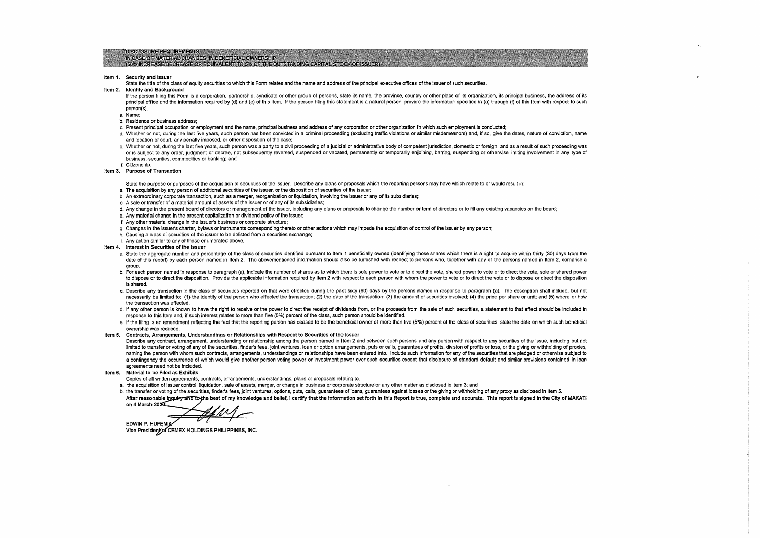**DISCLOSURE REQUIREMENTS**
**IN CASE OF MATERIAL CHANGES IN BENEFICIAL OWNERSHIP**
**(50% INCREASE/DECREASE OR EQUIVALENT TO 5% OF THE OUTSTANDING CAPITAL STOCK OF ISSUER)**

**Item 1. Security and Issuer**

State the title of the class of equity securities to which this Form relates and the name and address of the principal executive offices of the issuer of such securities.

**Item 2. Identity and Background**

If the person filing this Form is a corporation, partnership, syndicate or other group of persons, state its name, the province, country or other place of its organization, its principal business, the address of its principal office and the information required by (d) and (e) of this Item. If the person filing this statement is a natural person, provide the information specified in (a) through (f) of this Item with respect to such person(s).

a. Name;
b. Residence or business address;
c. Present principal occupation or employment and the name, principal business and address of any corporation or other organization in which such employment is conducted;
d. Whether or not, during the last five years, such person has been convicted in a criminal proceeding (excluding traffic violations or similar misdemeanors) and, if so, give the dates, nature of conviction, name and location of court, any penalty imposed, or other disposition of the case;
e. Whether or not, during the last five years, such person was a party to a civil proceeding of a judicial or administrative body of competent jurisdiction, domestic or foreign, and as a result of such proceeding was or is subject to any order, judgment or decree, not subsequently reversed, suspended or vacated, permanently or temporarily enjoining, barring, suspending or otherwise limiting involvement in any type of business, securities, commodities or banking; and
f. Citizenship.

**Item 3. Purpose of Transaction**

State the purpose or purposes of the acquisition of securities of the issuer. Describe any plans or proposals which the reporting persons may have which relate to or would result in:

a. The acquisition by any person of additional securities of the issuer, or the disposition of securities of the issuer;
b. An extraordinary corporate transaction, such as a merger, reorganization or liquidation, involving the issuer or any of its subsidiaries;
c. A sale or transfer of a material amount of assets of the issuer or of any of its subsidiaries;
d. Any change in the present board of directors or management of the issuer, including any plans or proposals to change the number or term of directors or to fill any existing vacancies on the board;
e. Any material change in the present capitalization or dividend policy of the issuer;
f. Any other material change in the issuer's business or corporate structure;
g. Changes in the issuer's charter, bylaws or instruments corresponding thereto or other actions which may impede the acquisition of control of the issuer by any person;
h. Causing a class of securities of the issuer to be delisted from a securities exchange;
i. Any action similar to any of those enumerated above.

**Item 4. Interest in Securities of the Issuer**

a. State the aggregate number and percentage of the class of securities identified pursuant to Item 1 beneficially owned (identifying those shares which there is a right to acquire within thirty (30) days from the date of this report) by each person named in Item 2. The abovementioned information should also be furnished with respect to persons who, together with any of the persons named in Item 2, comprise a group.
b. For each person named in response to paragraph (a), indicate the number of shares as to which there is sole power to vote or to direct the vote, shared power to vote or to direct the vote, sole or shared power to dispose or to direct the disposition. Provide the applicable information required by Item 2 with respect to each person with whom the power to vote or to direct the vote or to dispose or direct the disposition is shared.
c. Describe any transaction in the class of securities reported on that were effected during the past sixty (60) days by the persons named in response to paragraph (a). The description shall include, but not necessarily be limited to: (1) the identity of the person who effected the transaction; (2) the date of the transaction; (3) the amount of securities involved; (4) the price per share or unit; and (5) where or how the transaction was effected.
d. If any other person is known to have the right to receive or the power to direct the receipt of dividends from, or the proceeds from the sale of such securities, a statement to that effect should be included in response to this Item and, if such interest relates to more than five (5%) percent of the class, such person should be identified.
e. If the filing is an amendment reflecting the fact that the reporting person has ceased to be the beneficial owner of more than five (5%) percent of the class of securities, state the date on which such beneficial ownership was reduced.

**Item 5. Contracts, Arrangements, Understandings or Relationships with Respect to Securities of the Issuer**

Describe any contract, arrangement, understanding or relationship among the person named in Item 2 and between such persons and any person with respect to any securities of the issue, including but not limited to transfer or voting of any of the securities, finder's fees, joint ventures, loan or option arrangements, puts or calls, guarantees of profits, division of profits or loss, or the giving or withholding of proxies, naming the person with whom such contracts, arrangements, understandings or relationships have been entered into. Include such information for any of the securities that are pledged or otherwise subject to a contingency the occurrence of which would give another person voting power or investment power over such securities except that disclosure of standard default and similar provisions contained in loan agreements need not be included.

**Item 6. Material to be Filed as Exhibits**

Copies of all written agreements, contracts, arrangements, understandings, plans or proposals relating to:

a. the acquisition of issuer control, liquidation, sale of assets, merger, or change in business or corporate structure or any other matter as disclosed in Item 3; and
b. the transfer or voting of the securities, finder's fees, joint ventures, options, puts, calls, guarantees of loans, guarantees against losses or the giving or withholding of any proxy as disclosed in Item 5.

**After reasonable inquiry and to the best of my knowledge and belief, I certify that the information set forth in this Report is true, complete and accurate. This report is signed in the City of MAKATI on 4 March 2020.**

**EDWIN P. HUFEMIA**
**Vice President of CEMEX HOLDINGS PHILIPPINES, INC.**